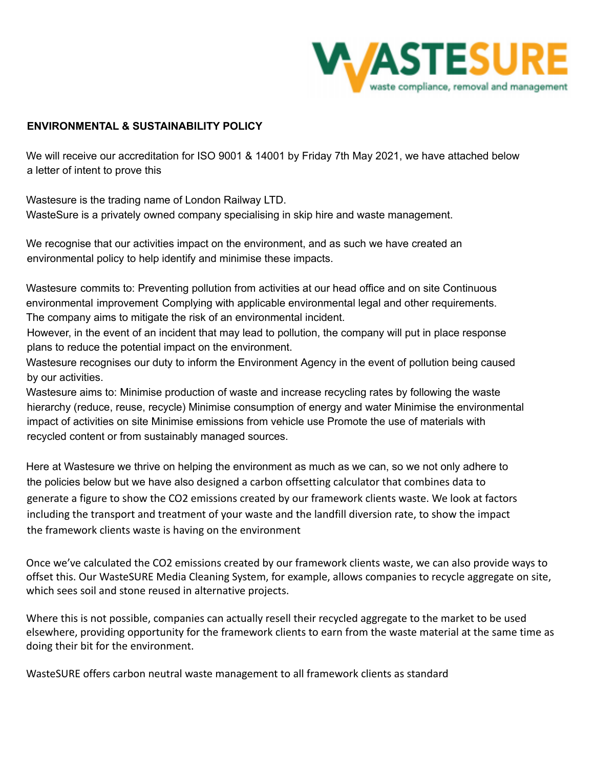WASTESURE
waste compliance, removal and management

**ENVIRONMENTAL & SUSTAINABILITY POLICY**

We will receive our accreditation for ISO 9001 & 14001 by Friday 7th May 2021, we have attached below a letter of intent to prove this

Wastesure is the trading name of London Railway LTD.
WasteSure is a privately owned company specialising in skip hire and waste management.

We recognise that our activities impact on the environment, and as such we have created an environmental policy to help identify and minimise these impacts.

Wastesure commits to: Preventing pollution from activities at our head office and on site Continuous environmental improvement Complying with applicable environmental legal and other requirements.
The company aims to mitigate the risk of an environmental incident.
However, in the event of an incident that may lead to pollution, the company will put in place response plans to reduce the potential impact on the environment.
Wastesure recognises our duty to inform the Environment Agency in the event of pollution being caused by our activities.
Wastesure aims to: Minimise production of waste and increase recycling rates by following the waste hierarchy (reduce, reuse, recycle) Minimise consumption of energy and water Minimise the environmental impact of activities on site Minimise emissions from vehicle use Promote the use of materials with recycled content or from sustainably managed sources.

Here at Wastesure we thrive on helping the environment as much as we can, so we not only adhere to the policies below but we have also designed a carbon offsetting calculator that combines data to generate a figure to show the $CO_2$ emissions created by our framework clients waste. We look at factors including the transport and treatment of your waste and the landfill diversion rate, to show the impact the framework clients waste is having on the environment

Once we've calculated the $CO_2$ emissions created by our framework clients waste, we can also provide ways to offset this. Our WasteSURE Media Cleaning System, for example, allows companies to recycle aggregate on site, which sees soil and stone reused in alternative projects.

Where this is not possible, companies can actually resell their recycled aggregate to the market to be used elsewhere, providing opportunity for the framework clients to earn from the waste material at the same time as doing their bit for the environment.

WasteSURE offers carbon neutral waste management to all framework clients as standard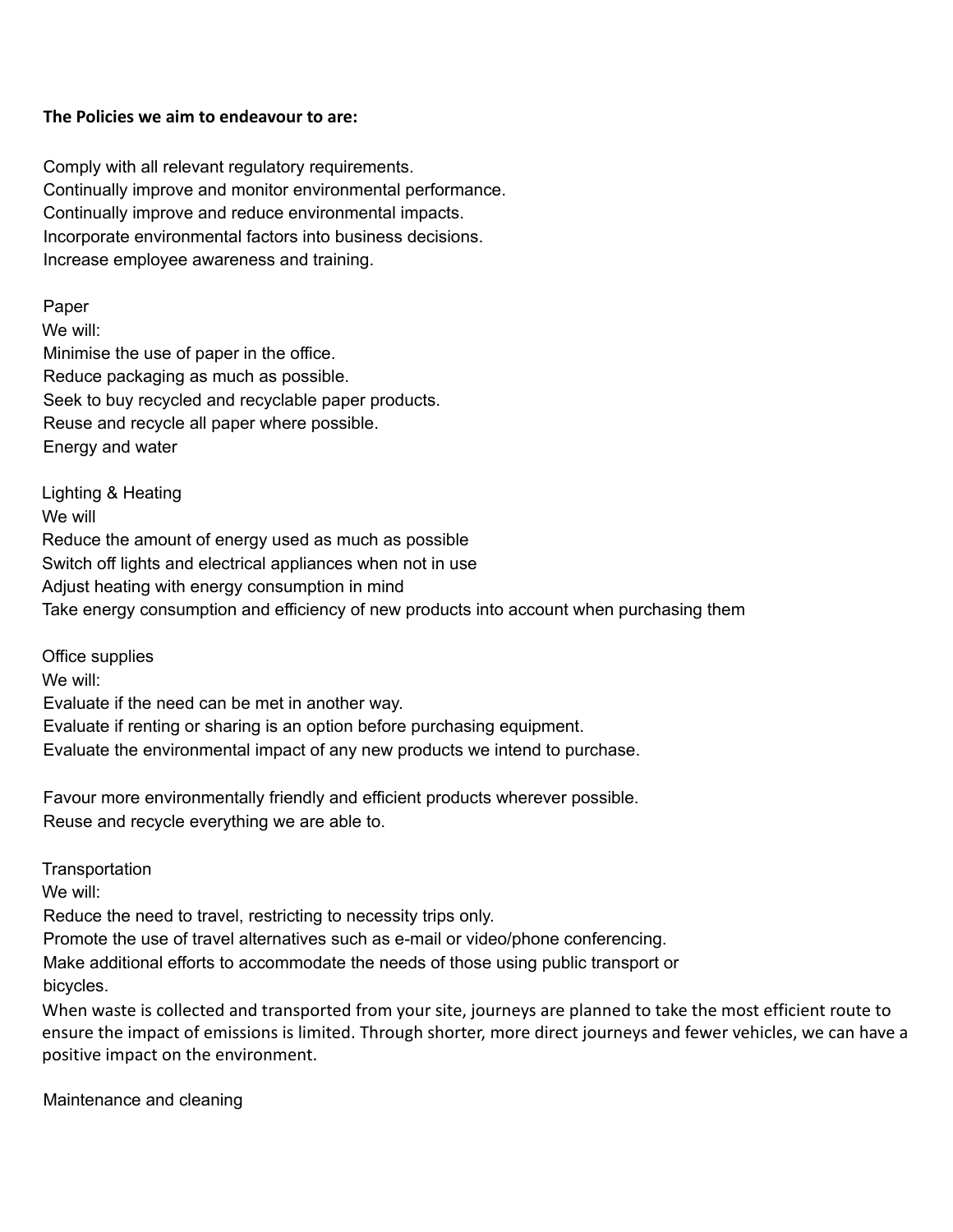**The Policies we aim to endeavour to are:**

Comply with all relevant regulatory requirements.
Continually improve and monitor environmental performance.
Continually improve and reduce environmental impacts.
Incorporate environmental factors into business decisions.
Increase employee awareness and training.

Paper
We will:
Minimise the use of paper in the office.
Reduce packaging as much as possible.
Seek to buy recycled and recyclable paper products.
Reuse and recycle all paper where possible.
Energy and water

Lighting & Heating
We will
Reduce the amount of energy used as much as possible
Switch off lights and electrical appliances when not in use
Adjust heating with energy consumption in mind
Take energy consumption and efficiency of new products into account when purchasing them

Office supplies
We will:
Evaluate if the need can be met in another way.
Evaluate if renting or sharing is an option before purchasing equipment.
Evaluate the environmental impact of any new products we intend to purchase.

Favour more environmentally friendly and efficient products wherever possible.
Reuse and recycle everything we are able to.

Transportation
We will:
Reduce the need to travel, restricting to necessity trips only.
Promote the use of travel alternatives such as e-mail or video/phone conferencing.
Make additional efforts to accommodate the needs of those using public transport or bicycles.
When waste is collected and transported from your site, journeys are planned to take the most efficient route to ensure the impact of emissions is limited. Through shorter, more direct journeys and fewer vehicles, we can have a positive impact on the environment.

Maintenance and cleaning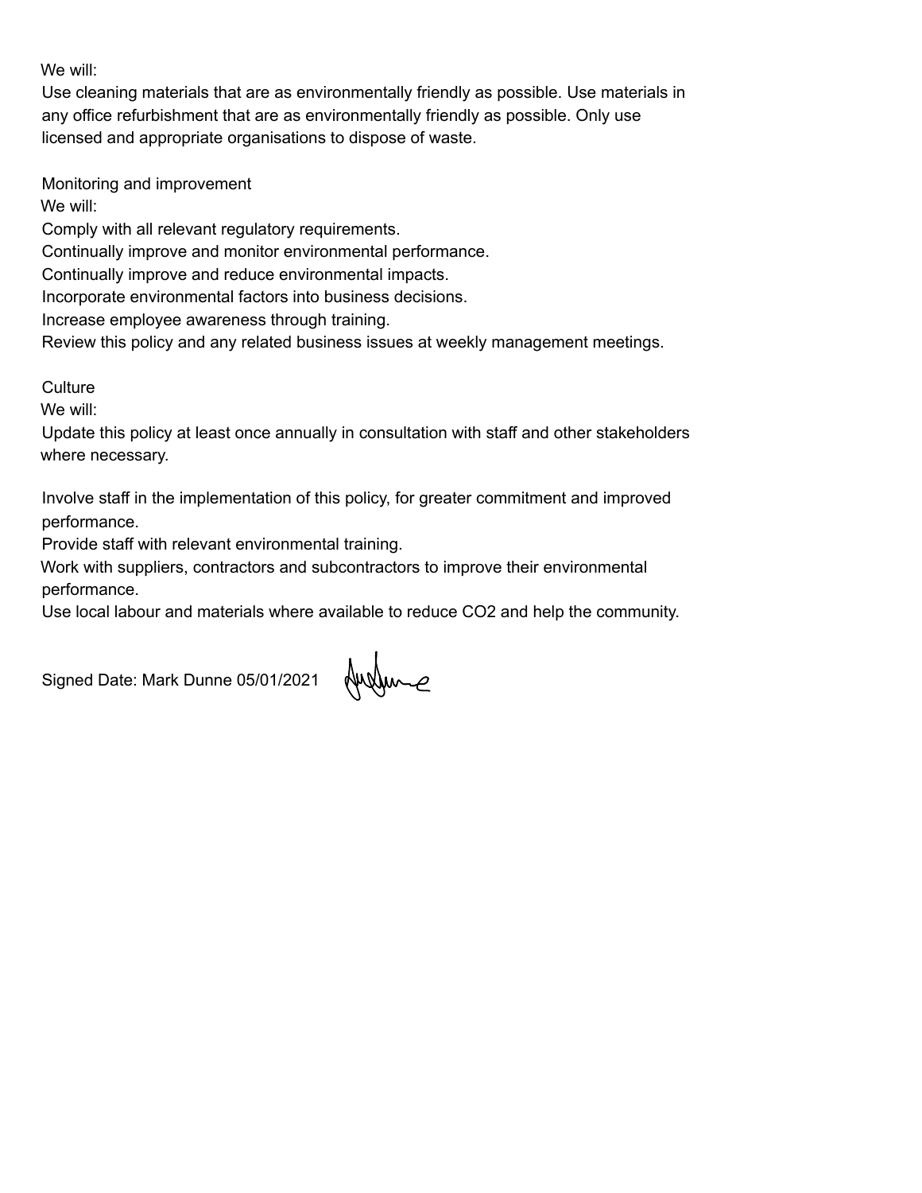We will:

Use cleaning materials that are as environmentally friendly as possible. Use materials in any office refurbishment that are as environmentally friendly as possible. Only use licensed and appropriate organisations to dispose of waste.

Monitoring and improvement

We will:

Comply with all relevant regulatory requirements.
Continually improve and monitor environmental performance.
Continually improve and reduce environmental impacts.
Incorporate environmental factors into business decisions.
Increase employee awareness through training.
Review this policy and any related business issues at weekly management meetings.

Culture

We will:

Update this policy at least once annually in consultation with staff and other stakeholders where necessary.

Involve staff in the implementation of this policy, for greater commitment and improved performance.
Provide staff with relevant environmental training.
Work with suppliers, contractors and subcontractors to improve their environmental performance.
Use local labour and materials where available to reduce $CO_2$ and help the community.

Signed Date: Mark Dunne 05/01/2021